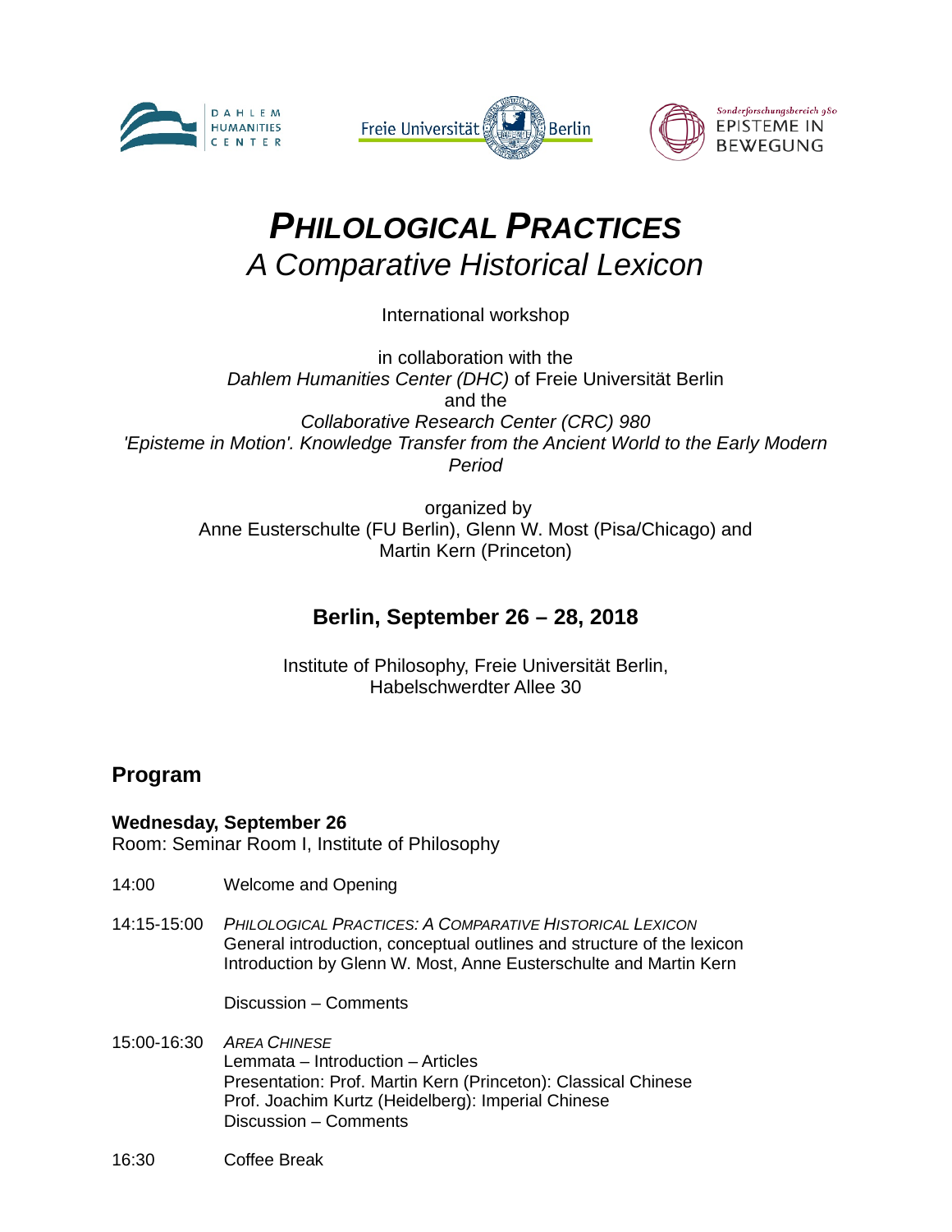# *PHILOLOGICAL PRACTICES*

## *A Comparative Historical Lexicon*

International workshop

in collaboration with the
*Dahlem Humanities Center (DHC)* of Freie Universität Berlin
and the
*Collaborative Research Center (CRC) 980*
*'Episteme in Motion'. Knowledge Transfer from the Ancient World to the Early Modern Period*

organized by
Anne Eusterschulte (FU Berlin), Glenn W. Most (Pisa/Chicago) and
Martin Kern (Princeton)

**Berlin, September 26 – 28, 2018**

Institute of Philosophy, Freie Universität Berlin,
Habelschwerdter Allee 30

## Program

**Wednesday, September 26**
Room: Seminar Room I, Institute of Philosophy

14:00 Welcome and Opening

14:15-15:00 *PHILOLOGICAL PRACTICES: A COMPARATIVE HISTORICAL LEXICON*
General introduction, conceptual outlines and structure of the lexicon
Introduction by Glenn W. Most, Anne Eusterschulte and Martin Kern

Discussion – Comments

15:00-16:30 *AREA CHINESE*
Lemmata – Introduction – Articles
Presentation: Prof. Martin Kern (Princeton): Classical Chinese
Prof. Joachim Kurtz (Heidelberg): Imperial Chinese
Discussion – Comments

16:30 Coffee Break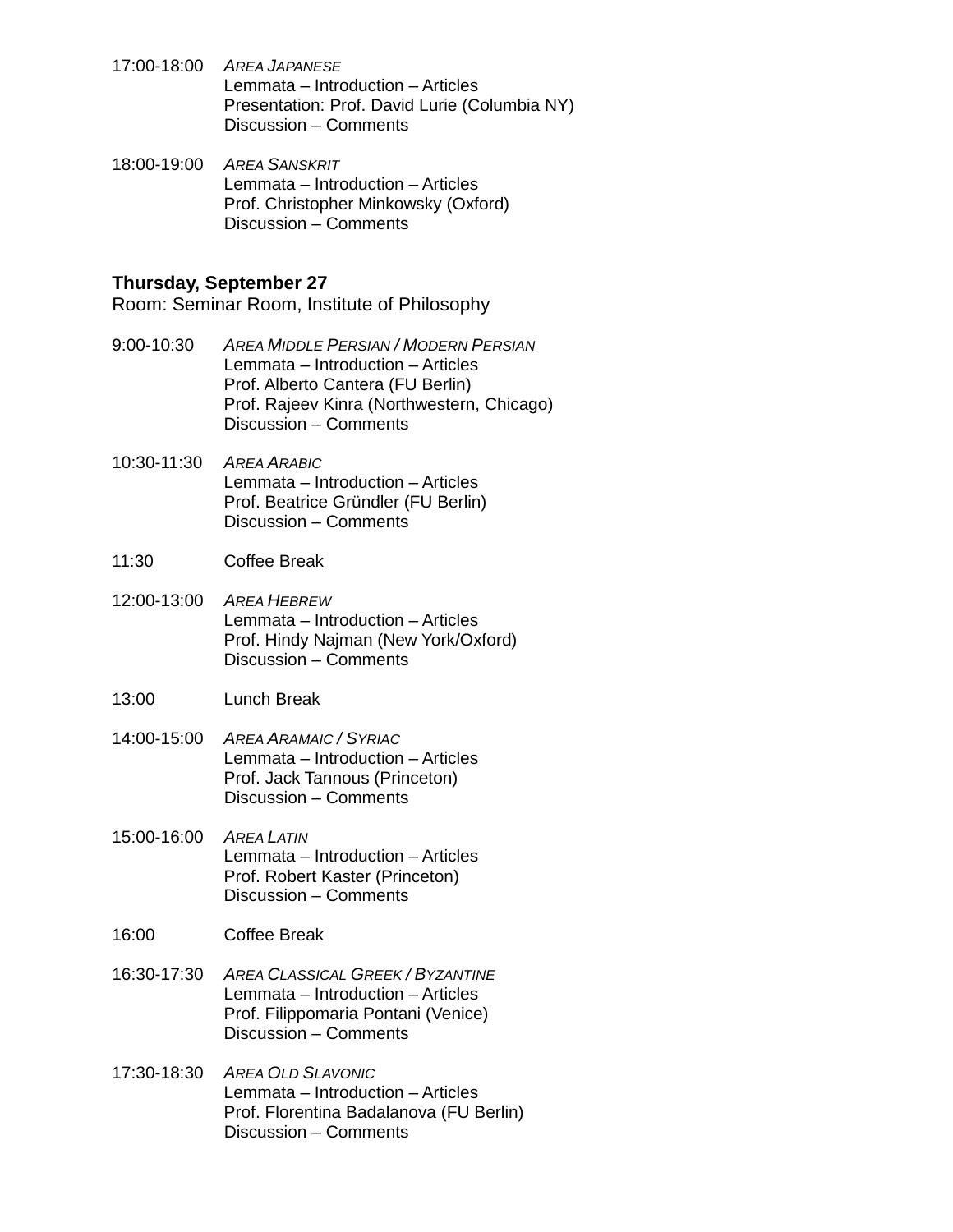17:00-18:00 *AREA JAPANESE*
Lemmata – Introduction – Articles
Presentation: Prof. David Lurie (Columbia NY)
Discussion – Comments

18:00-19:00 *AREA SANSKRIT*
Lemmata – Introduction – Articles
Prof. Christopher Minkowsky (Oxford)
Discussion – Comments

**Thursday, September 27**
Room: Seminar Room, Institute of Philosophy

9:00-10:30 *AREA MIDDLE PERSIAN / MODERN PERSIAN*
Lemmata – Introduction – Articles
Prof. Alberto Cantera (FU Berlin)
Prof. Rajeev Kinra (Northwestern, Chicago)
Discussion – Comments

10:30-11:30 *AREA ARABIC*
Lemmata – Introduction – Articles
Prof. Beatrice Gründler (FU Berlin)
Discussion – Comments

11:30 Coffee Break

12:00-13:00 *AREA HEBREW*
Lemmata – Introduction – Articles
Prof. Hindy Najman (New York/Oxford)
Discussion – Comments

13:00 Lunch Break

14:00-15:00 *AREA ARAMAIC / SYRIAC*
Lemmata – Introduction – Articles
Prof. Jack Tannous (Princeton)
Discussion – Comments

15:00-16:00 *AREA LATIN*
Lemmata – Introduction – Articles
Prof. Robert Kaster (Princeton)
Discussion – Comments

16:00 Coffee Break

16:30-17:30 *AREA CLASSICAL GREEK / BYZANTINE*
Lemmata – Introduction – Articles
Prof. Filippomaria Pontani (Venice)
Discussion – Comments

17:30-18:30 *AREA OLD SLAVONIC*
Lemmata – Introduction – Articles
Prof. Florentina Badalanova (FU Berlin)
Discussion – Comments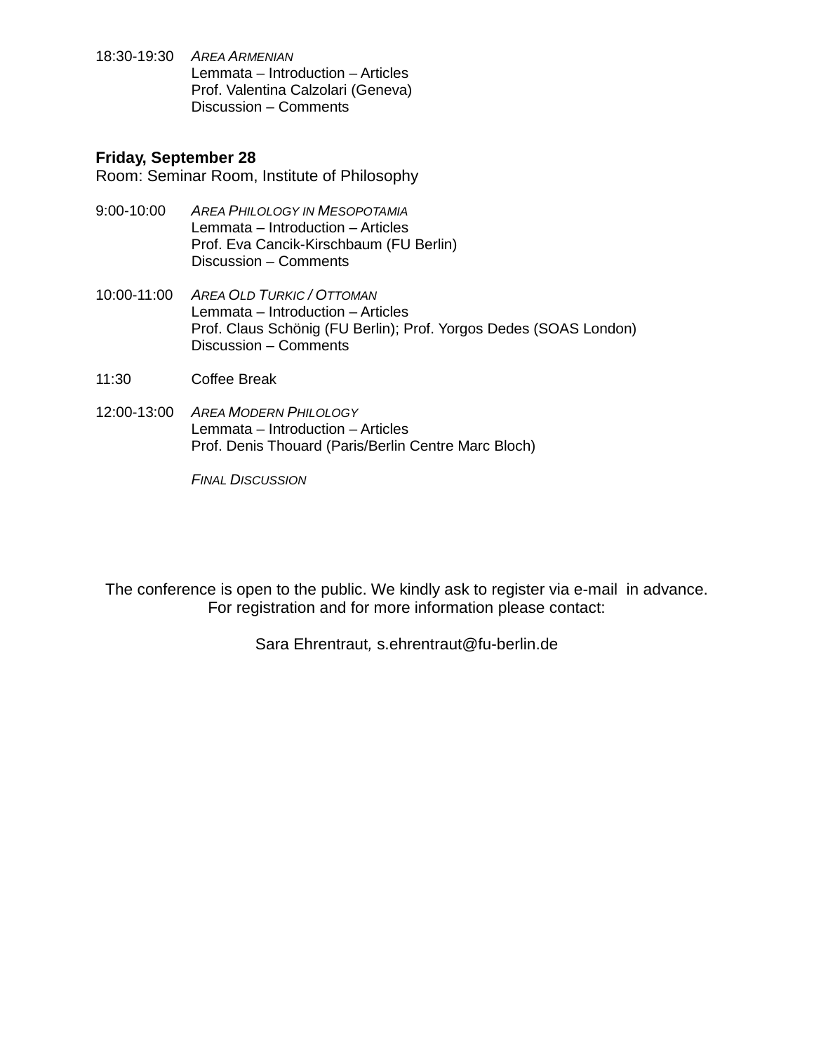18:30-19:30 *AREA ARMENIAN*
Lemmata – Introduction – Articles
Prof. Valentina Calzolari (Geneva)
Discussion – Comments

**Friday, September 28**
Room: Seminar Room, Institute of Philosophy

9:00-10:00 *AREA PHILOLOGY IN MESOPOTAMIA*
Lemmata – Introduction – Articles
Prof. Eva Cancik-Kirschbaum (FU Berlin)
Discussion – Comments

10:00-11:00 *AREA OLD TURKIC / OTTOMAN*
Lemmata – Introduction – Articles
Prof. Claus Schönig (FU Berlin); Prof. Yorgos Dedes (SOAS London)
Discussion – Comments

11:30 Coffee Break

12:00-13:00 *AREA MODERN PHILOLOGY*
Lemmata – Introduction – Articles
Prof. Denis Thouard (Paris/Berlin Centre Marc Bloch)

*FINAL DISCUSSION*

The conference is open to the public. We kindly ask to register via e-mail in advance.
For registration and for more information please contact:

Sara Ehrentraut, s.ehrentraut@fu-berlin.de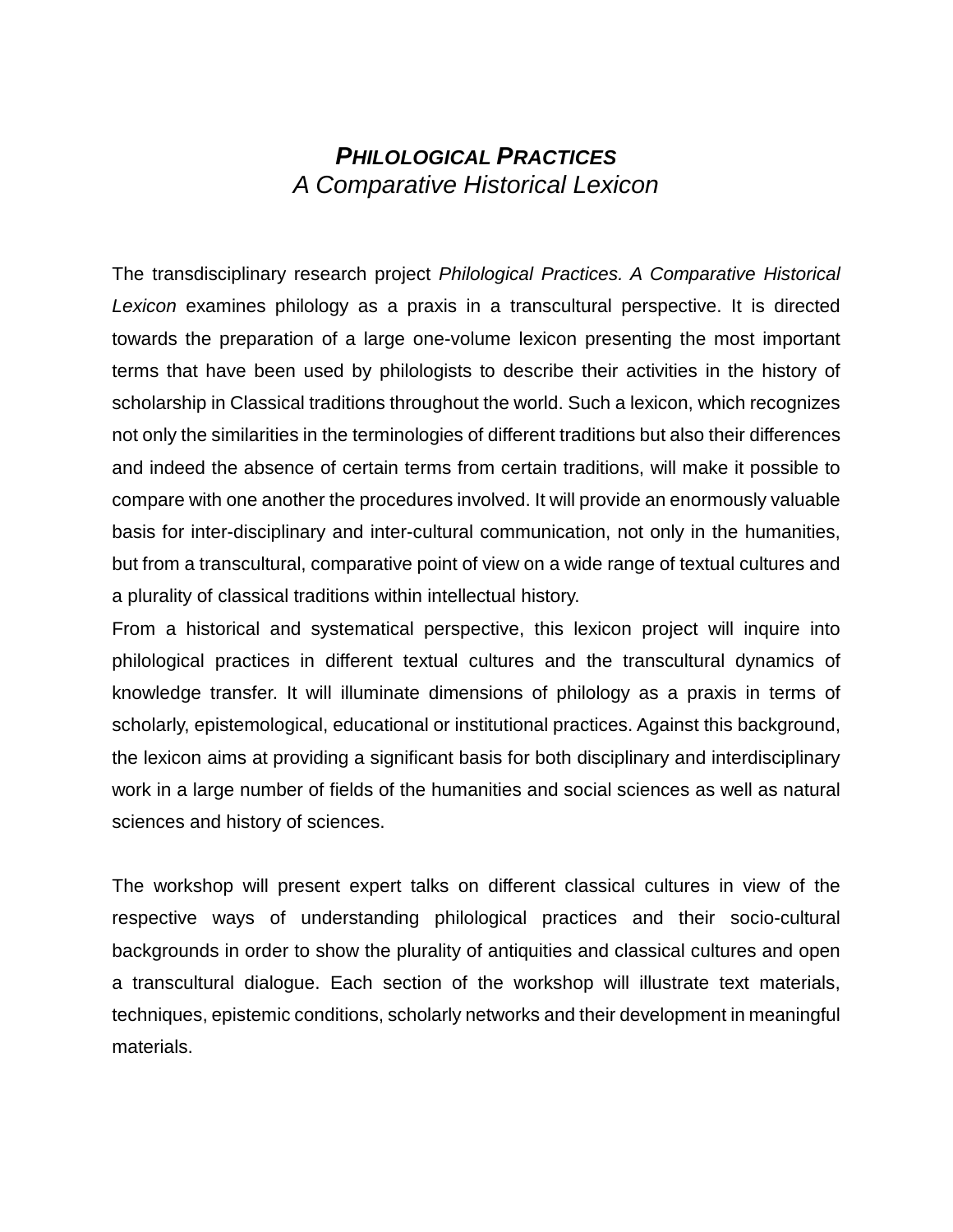# ***PHILOLOGICAL PRACTICES***
## *A Comparative Historical Lexicon*

The transdisciplinary research project *Philological Practices. A Comparative Historical Lexicon* examines philology as a praxis in a transcultural perspective. It is directed towards the preparation of a large one-volume lexicon presenting the most important terms that have been used by philologists to describe their activities in the history of scholarship in Classical traditions throughout the world. Such a lexicon, which recognizes not only the similarities in the terminologies of different traditions but also their differences and indeed the absence of certain terms from certain traditions, will make it possible to compare with one another the procedures involved. It will provide an enormously valuable basis for inter-disciplinary and inter-cultural communication, not only in the humanities, but from a transcultural, comparative point of view on a wide range of textual cultures and a plurality of classical traditions within intellectual history.
From a historical and systematical perspective, this lexicon project will inquire into philological practices in different textual cultures and the transcultural dynamics of knowledge transfer. It will illuminate dimensions of philology as a praxis in terms of scholarly, epistemological, educational or institutional practices. Against this background, the lexicon aims at providing a significant basis for both disciplinary and interdisciplinary work in a large number of fields of the humanities and social sciences as well as natural sciences and history of sciences.

The workshop will present expert talks on different classical cultures in view of the respective ways of understanding philological practices and their socio-cultural backgrounds in order to show the plurality of antiquities and classical cultures and open a transcultural dialogue. Each section of the workshop will illustrate text materials, techniques, epistemic conditions, scholarly networks and their development in meaningful materials.